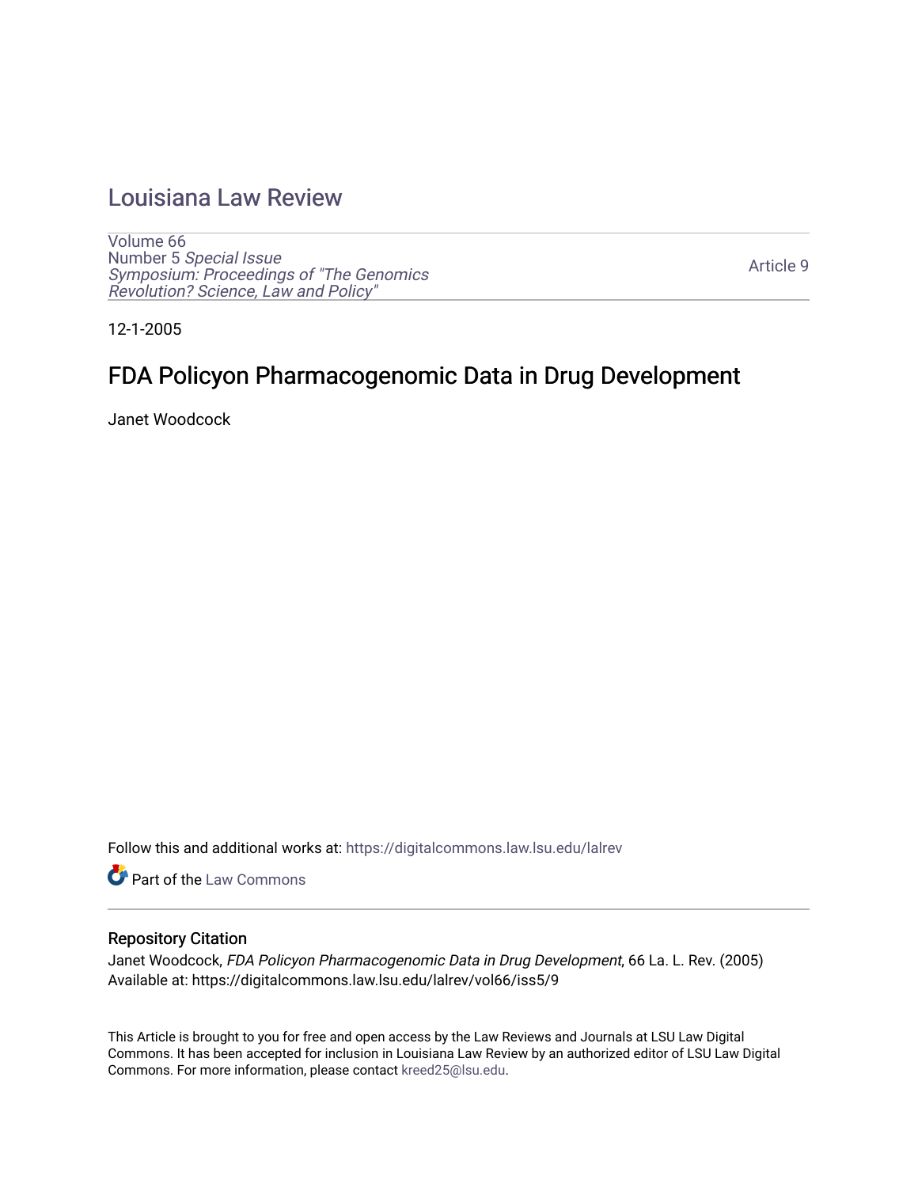# Louisiana Law Review

Volume 66
Number 5 *Special Issue*
*Symposium: Proceedings of "The Genomics Revolution? Science, Law and Policy"*

Article 9

12-1-2005

## FDA Policyon Pharmacogenomic Data in Drug Development

Janet Woodcock

Follow this and additional works at: https://digitalcommons.law.lsu.edu/lalrev

Part of the Law Commons

### Repository Citation

Janet Woodcock, *FDA Policyon Pharmacogenomic Data in Drug Development*, 66 La. L. Rev. (2005)
Available at: https://digitalcommons.law.lsu.edu/lalrev/vol66/iss5/9

This Article is brought to you for free and open access by the Law Reviews and Journals at LSU Law Digital Commons. It has been accepted for inclusion in Louisiana Law Review by an authorized editor of LSU Law Digital Commons. For more information, please contact kreed25@lsu.edu.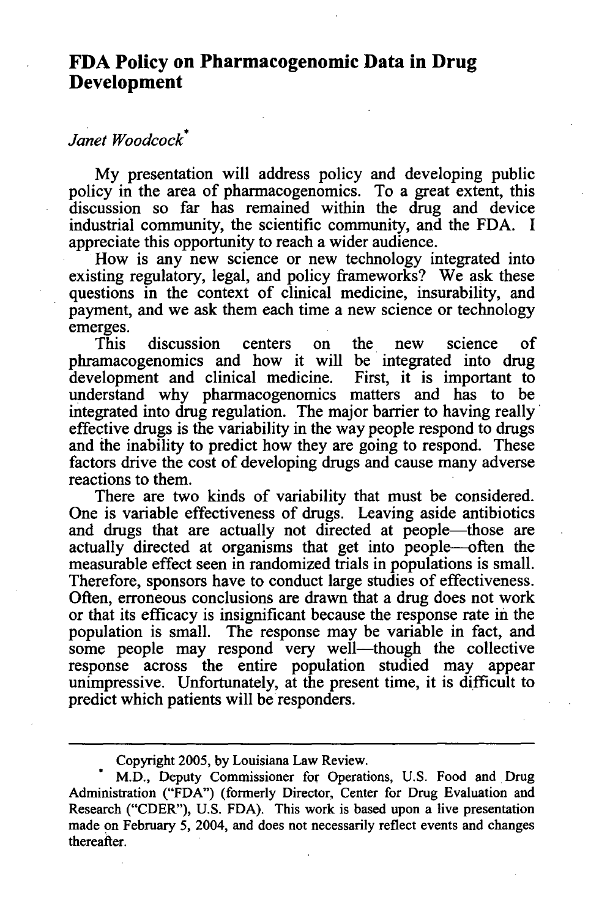# FDA Policy on Pharmacogenomic Data in Drug Development

*Janet Woodcock*[*]

My presentation will address policy and developing public policy in the area of pharmacogenomics. To a great extent, this discussion so far has remained within the drug and device industrial community, the scientific community, and the FDA. I appreciate this opportunity to reach a wider audience.

How is any new science or new technology integrated into existing regulatory, legal, and policy frameworks? We ask these questions in the context of clinical medicine, insurability, and payment, and we ask them each time a new science or technology emerges.

This discussion centers on the new science of phramacogenomics and how it will be integrated into drug development and clinical medicine. First, it is important to understand why pharmacogenomics matters and has to be integrated into drug regulation. The major barrier to having really effective drugs is the variability in the way people respond to drugs and the inability to predict how they are going to respond. These factors drive the cost of developing drugs and cause many adverse reactions to them.

There are two kinds of variability that must be considered. One is variable effectiveness of drugs. Leaving aside antibiotics and drugs that are actually not directed at people—those are actually directed at organisms that get into people—often the measurable effect seen in randomized trials in populations is small. Therefore, sponsors have to conduct large studies of effectiveness. Often, erroneous conclusions are drawn that a drug does not work or that its efficacy is insignificant because the response rate in the population is small. The response may be variable in fact, and some people may respond very well—though the collective response across the entire population studied may appear unimpressive. Unfortunately, at the present time, it is difficult to predict which patients will be responders.

---

Copyright 2005, by Louisiana Law Review.

[*] M.D., Deputy Commissioner for Operations, U.S. Food and Drug Administration ("FDA") (formerly Director, Center for Drug Evaluation and Research ("CDER"), U.S. FDA). This work is based upon a live presentation made on February 5, 2004, and does not necessarily reflect events and changes thereafter.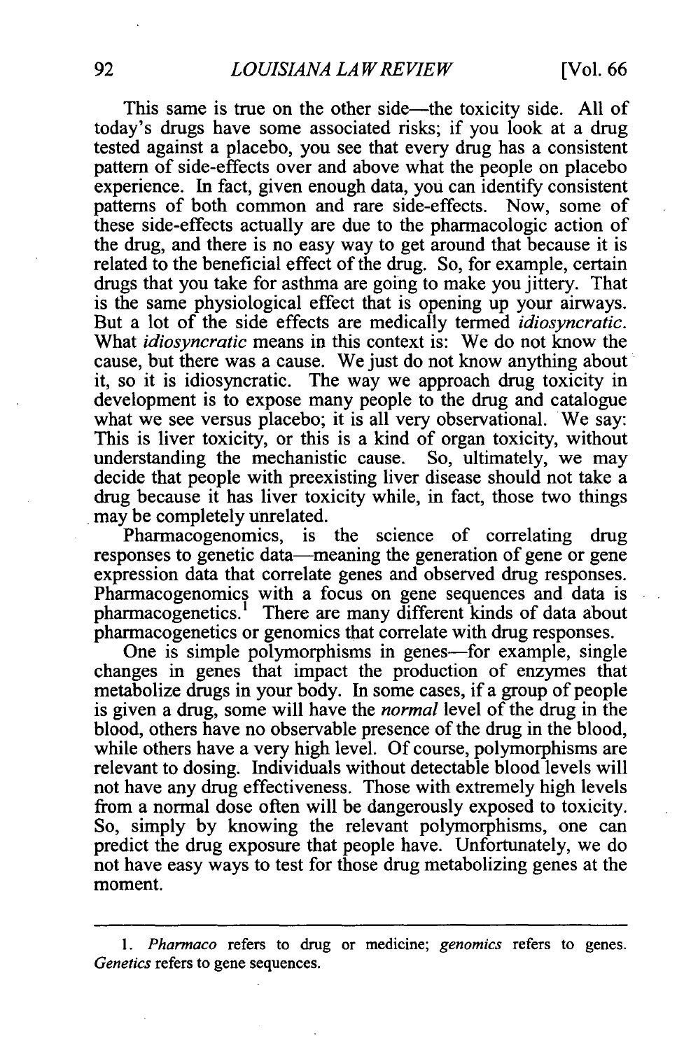This same is true on the other side—the toxicity side. All of today's drugs have some associated risks; if you look at a drug tested against a placebo, you see that every drug has a consistent pattern of side-effects over and above what the people on placebo experience. In fact, given enough data, you can identify consistent patterns of both common and rare side-effects. Now, some of these side-effects actually are due to the pharmacologic action of the drug, and there is no easy way to get around that because it is related to the beneficial effect of the drug. So, for example, certain drugs that you take for asthma are going to make you jittery. That is the same physiological effect that is opening up your airways. But a lot of the side effects are medically termed *idiosyncratic*. What *idiosyncratic* means in this context is: We do not know the cause, but there was a cause. We just do not know anything about it, so it is idiosyncratic. The way we approach drug toxicity in development is to expose many people to the drug and catalogue what we see versus placebo; it is all very observational. We say: This is liver toxicity, or this is a kind of organ toxicity, without understanding the mechanistic cause. So, ultimately, we may decide that people with preexisting liver disease should not take a drug because it has liver toxicity while, in fact, those two things may be completely unrelated.

Pharmacogenomics, is the science of correlating drug responses to genetic data—meaning the generation of gene or gene expression data that correlate genes and observed drug responses. Pharmacogenomics with a focus on gene sequences and data is pharmacogenetics.[1] There are many different kinds of data about pharmacogenetics or genomics that correlate with drug responses.

One is simple polymorphisms in genes—for example, single changes in genes that impact the production of enzymes that metabolize drugs in your body. In some cases, if a group of people is given a drug, some will have the *normal* level of the drug in the blood, others have no observable presence of the drug in the blood, while others have a very high level. Of course, polymorphisms are relevant to dosing. Individuals without detectable blood levels will not have any drug effectiveness. Those with extremely high levels from a normal dose often will be dangerously exposed to toxicity. So, simply by knowing the relevant polymorphisms, one can predict the drug exposure that people have. Unfortunately, we do not have easy ways to test for those drug metabolizing genes at the moment.

---

1. *Pharmaco* refers to drug or medicine; *genomics* refers to genes. *Genetics* refers to gene sequences.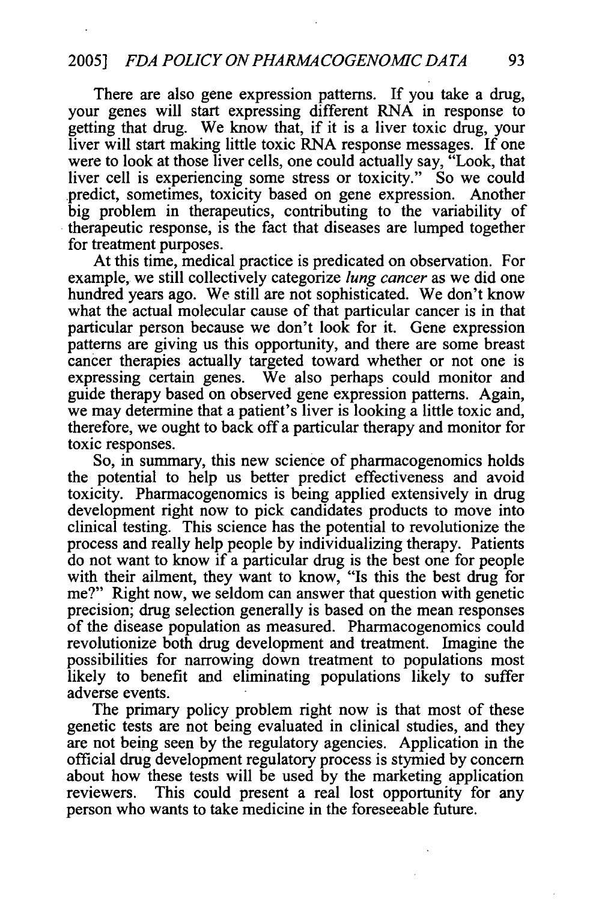There are also gene expression patterns. If you take a drug, your genes will start expressing different RNA in response to getting that drug. We know that, if it is a liver toxic drug, your liver will start making little toxic RNA response messages. If one were to look at those liver cells, one could actually say, "Look, that liver cell is experiencing some stress or toxicity." So we could predict, sometimes, toxicity based on gene expression. Another big problem in therapeutics, contributing to the variability of therapeutic response, is the fact that diseases are lumped together for treatment purposes.

At this time, medical practice is predicated on observation. For example, we still collectively categorize *lung cancer* as we did one hundred years ago. We still are not sophisticated. We don't know what the actual molecular cause of that particular cancer is in that particular person because we don't look for it. Gene expression patterns are giving us this opportunity, and there are some breast cancer therapies actually targeted toward whether or not one is expressing certain genes. We also perhaps could monitor and guide therapy based on observed gene expression patterns. Again, we may determine that a patient's liver is looking a little toxic and, therefore, we ought to back off a particular therapy and monitor for toxic responses.

So, in summary, this new science of pharmacogenomics holds the potential to help us better predict effectiveness and avoid toxicity. Pharmacogenomics is being applied extensively in drug development right now to pick candidates products to move into clinical testing. This science has the potential to revolutionize the process and really help people by individualizing therapy. Patients do not want to know if a particular drug is the best one for people with their ailment, they want to know, "Is this the best drug for me?" Right now, we seldom can answer that question with genetic precision; drug selection generally is based on the mean responses of the disease population as measured. Pharmacogenomics could revolutionize both drug development and treatment. Imagine the possibilities for narrowing down treatment to populations most likely to benefit and eliminating populations likely to suffer adverse events.

The primary policy problem right now is that most of these genetic tests are not being evaluated in clinical studies, and they are not being seen by the regulatory agencies. Application in the official drug development regulatory process is stymied by concern about how these tests will be used by the marketing application reviewers. This could present a real lost opportunity for any person who wants to take medicine in the foreseeable future.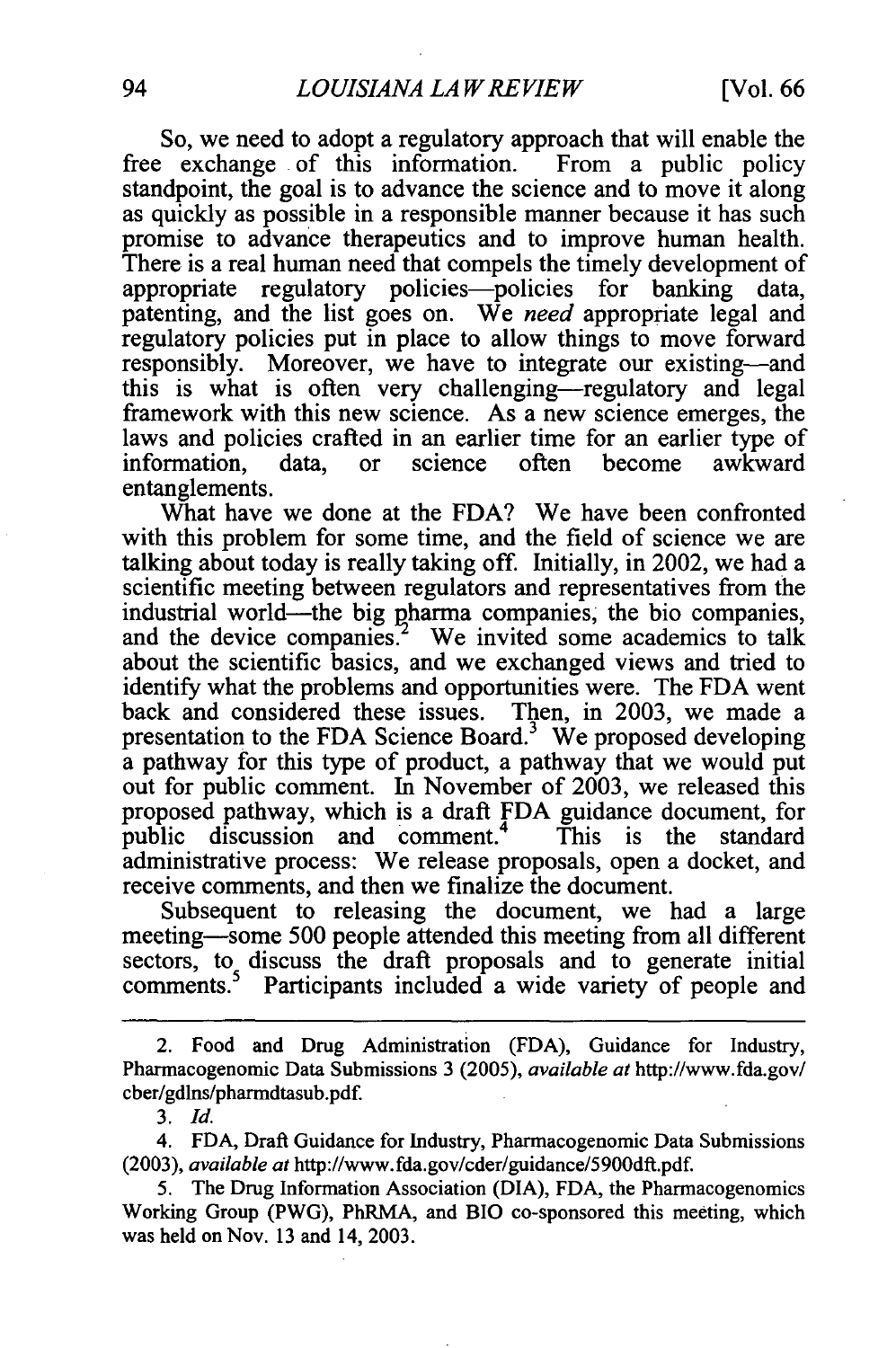So, we need to adopt a regulatory approach that will enable the free exchange of this information. From a public policy standpoint, the goal is to advance the science and to move it along as quickly as possible in a responsible manner because it has such promise to advance therapeutics and to improve human health. There is a real human need that compels the timely development of appropriate regulatory policies—policies for banking data, patenting, and the list goes on. We *need* appropriate legal and regulatory policies put in place to allow things to move forward responsibly. Moreover, we have to integrate our existing—and this is what is often very challenging—regulatory and legal framework with this new science. As a new science emerges, the laws and policies crafted in an earlier time for an earlier type of information, data, or science often become awkward entanglements.

What have we done at the FDA? We have been confronted with this problem for some time, and the field of science we are talking about today is really taking off. Initially, in 2002, we had a scientific meeting between regulators and representatives from the industrial world—the big pharma companies, the bio companies, and the device companies.[2] We invited some academics to talk about the scientific basics, and we exchanged views and tried to identify what the problems and opportunities were. The FDA went back and considered these issues. Then, in 2003, we made a presentation to the FDA Science Board.[3] We proposed developing a pathway for this type of product, a pathway that we would put out for public comment. In November of 2003, we released this proposed pathway, which is a draft FDA guidance document, for public discussion and comment.[4] This is the standard administrative process: We release proposals, open a docket, and receive comments, and then we finalize the document.

Subsequent to releasing the document, we had a large meeting—some 500 people attended this meeting from all different sectors, to discuss the draft proposals and to generate initial comments.[5] Participants included a wide variety of people and

---

2. Food and Drug Administration (FDA), Guidance for Industry, Pharmacogenomic Data Submissions 3 (2005), *available at* http://www.fda.gov/cber/gdlns/pharmdtasub.pdf.

3. *Id.*

4. FDA, Draft Guidance for Industry, Pharmacogenomic Data Submissions (2003), *available at* http://www.fda.gov/cder/guidance/5900dft.pdf.

5. The Drug Information Association (DIA), FDA, the Pharmacogenomics Working Group (PWG), PhRMA, and BIO co-sponsored this meeting, which was held on Nov. 13 and 14, 2003.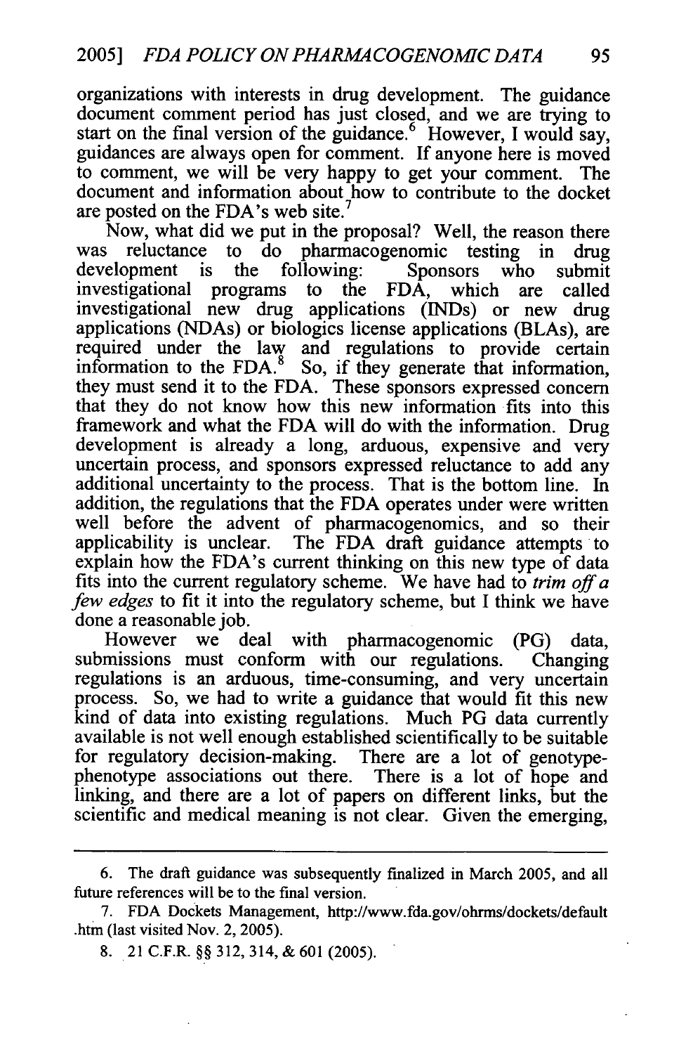organizations with interests in drug development. The guidance document comment period has just closed, and we are trying to start on the final version of the guidance.[6] However, I would say, guidances are always open for comment. If anyone here is moved to comment, we will be very happy to get your comment. The document and information about how to contribute to the docket are posted on the FDA's web site.[7]

Now, what did we put in the proposal? Well, the reason there was reluctance to do pharmacogenomic testing in drug development is the following: Sponsors who submit investigational programs to the FDA, which are called investigational new drug applications (INDs) or new drug applications (NDAs) or biologics license applications (BLAs), are required under the law and regulations to provide certain information to the FDA.[8] So, if they generate that information, they must send it to the FDA. These sponsors expressed concern that they do not know how this new information fits into this framework and what the FDA will do with the information. Drug development is already a long, arduous, expensive and very uncertain process, and sponsors expressed reluctance to add any additional uncertainty to the process. That is the bottom line. In addition, the regulations that the FDA operates under were written well before the advent of pharmacogenomics, and so their applicability is unclear. The FDA draft guidance attempts to explain how the FDA's current thinking on this new type of data fits into the current regulatory scheme. We have had to *trim off a few edges* to fit it into the regulatory scheme, but I think we have done a reasonable job.

However we deal with pharmacogenomic (PG) data, submissions must conform with our regulations. Changing regulations is an arduous, time-consuming, and very uncertain process. So, we had to write a guidance that would fit this new kind of data into existing regulations. Much PG data currently available is not well enough established scientifically to be suitable for regulatory decision-making. There are a lot of genotype-phenotype associations out there. There is a lot of hope and linking, and there are a lot of papers on different links, but the scientific and medical meaning is not clear. Given the emerging,

---

6. The draft guidance was subsequently finalized in March 2005, and all future references will be to the final version.

7. FDA Dockets Management, http://www.fda.gov/ohrms/dockets/default.htm (last visited Nov. 2, 2005).

8. 21 C.F.R. §§ 312, 314, & 601 (2005).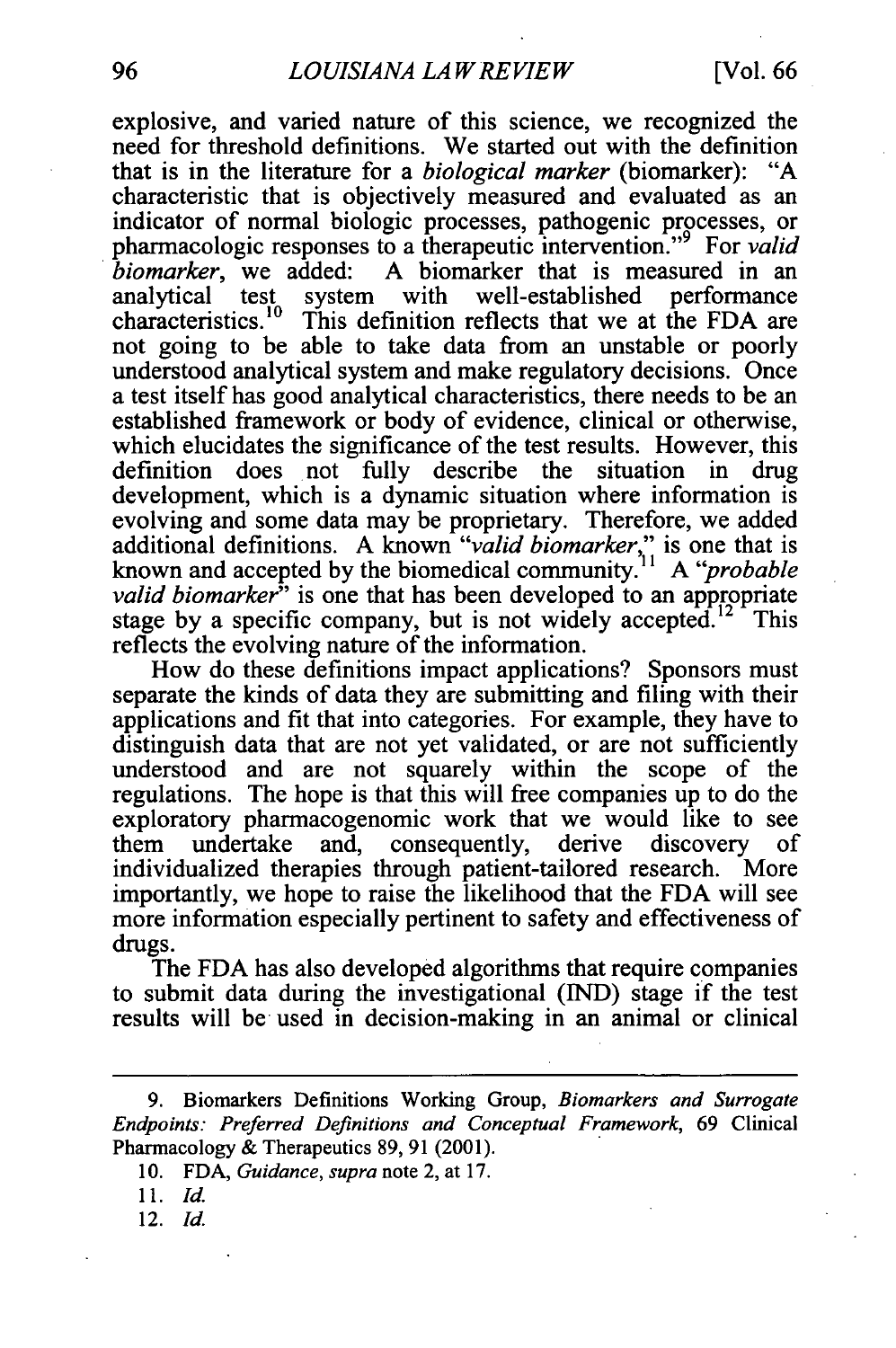explosive, and varied nature of this science, we recognized the need for threshold definitions. We started out with the definition that is in the literature for a *biological marker* (biomarker): "A characteristic that is objectively measured and evaluated as an indicator of normal biologic processes, pathogenic processes, or pharmacologic responses to a therapeutic intervention."[9] For *valid biomarker*, we added: A biomarker that is measured in an analytical test system with well-established performance characteristics.[10] This definition reflects that we at the FDA are not going to be able to take data from an unstable or poorly understood analytical system and make regulatory decisions. Once a test itself has good analytical characteristics, there needs to be an established framework or body of evidence, clinical or otherwise, which elucidates the significance of the test results. However, this definition does not fully describe the situation in drug development, which is a dynamic situation where information is evolving and some data may be proprietary. Therefore, we added additional definitions. A known "*valid biomarker*," is one that is known and accepted by the biomedical community.[11] A "*probable valid biomarker*" is one that has been developed to an appropriate stage by a specific company, but is not widely accepted.[12] This reflects the evolving nature of the information.

How do these definitions impact applications? Sponsors must separate the kinds of data they are submitting and filing with their applications and fit that into categories. For example, they have to distinguish data that are not yet validated, or are not sufficiently understood and are not squarely within the scope of the regulations. The hope is that this will free companies up to do the exploratory pharmacogenomic work that we would like to see them undertake and, consequently, derive discovery of individualized therapies through patient-tailored research. More importantly, we hope to raise the likelihood that the FDA will see more information especially pertinent to safety and effectiveness of drugs.

The FDA has also developed algorithms that require companies to submit data during the investigational (IND) stage if the test results will be used in decision-making in an animal or clinical

---

9. Biomarkers Definitions Working Group, *Biomarkers and Surrogate Endpoints: Preferred Definitions and Conceptual Framework*, 69 Clinical Pharmacology & Therapeutics 89, 91 (2001).

10. FDA, *Guidance*, *supra* note 2, at 17.

11. *Id.*

12. *Id.*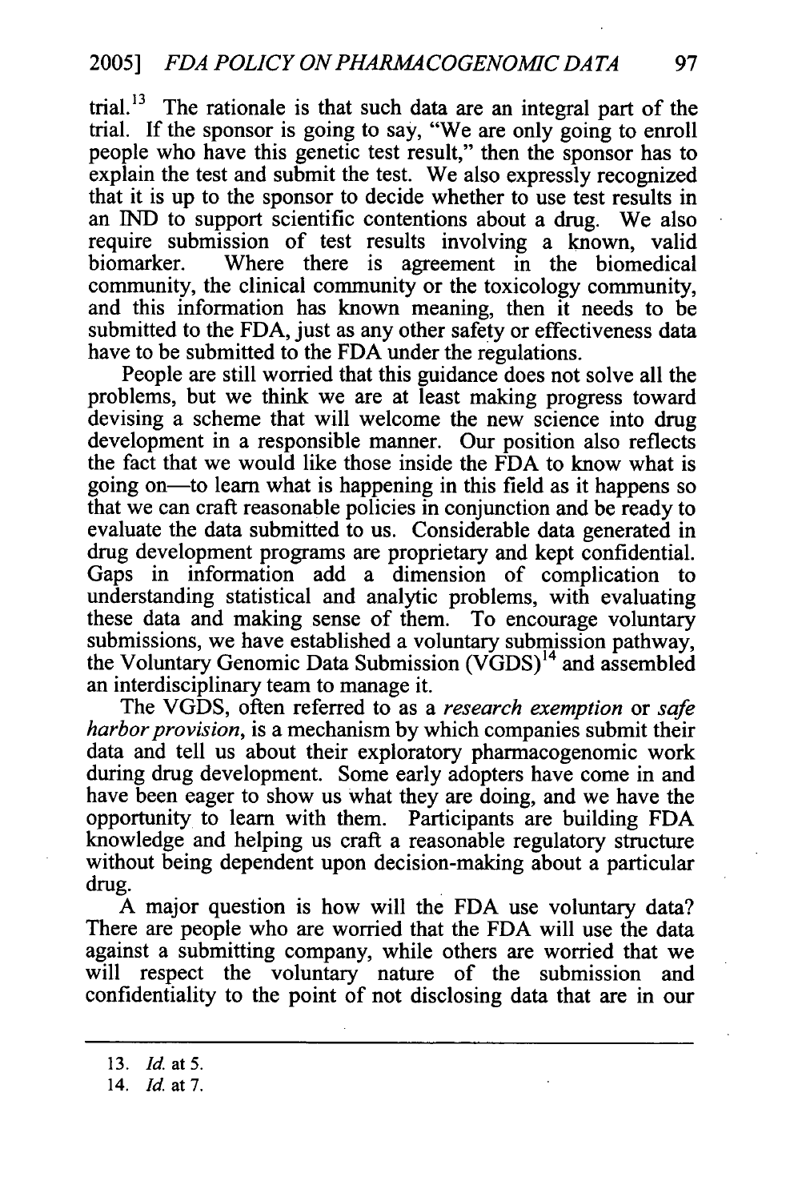trial.[13] The rationale is that such data are an integral part of the trial. If the sponsor is going to say, "We are only going to enroll people who have this genetic test result," then the sponsor has to explain the test and submit the test. We also expressly recognized that it is up to the sponsor to decide whether to use test results in an IND to support scientific contentions about a drug. We also require submission of test results involving a known, valid biomarker. Where there is agreement in the biomedical community, the clinical community or the toxicology community, and this information has known meaning, then it needs to be submitted to the FDA, just as any other safety or effectiveness data have to be submitted to the FDA under the regulations.

People are still worried that this guidance does not solve all the problems, but we think we are at least making progress toward devising a scheme that will welcome the new science into drug development in a responsible manner. Our position also reflects the fact that we would like those inside the FDA to know what is going on—to learn what is happening in this field as it happens so that we can craft reasonable policies in conjunction and be ready to evaluate the data submitted to us. Considerable data generated in drug development programs are proprietary and kept confidential. Gaps in information add a dimension of complication to understanding statistical and analytic problems, with evaluating these data and making sense of them. To encourage voluntary submissions, we have established a voluntary submission pathway, the Voluntary Genomic Data Submission (VGDS)[14] and assembled an interdisciplinary team to manage it.

The VGDS, often referred to as a *research exemption* or *safe harbor provision*, is a mechanism by which companies submit their data and tell us about their exploratory pharmacogenomic work during drug development. Some early adopters have come in and have been eager to show us what they are doing, and we have the opportunity to learn with them. Participants are building FDA knowledge and helping us craft a reasonable regulatory structure without being dependent upon decision-making about a particular drug.

A major question is how will the FDA use voluntary data? There are people who are worried that the FDA will use the data against a submitting company, while others are worried that we will respect the voluntary nature of the submission and confidentiality to the point of not disclosing data that are in our

---

13. *Id.* at 5.
14. *Id.* at 7.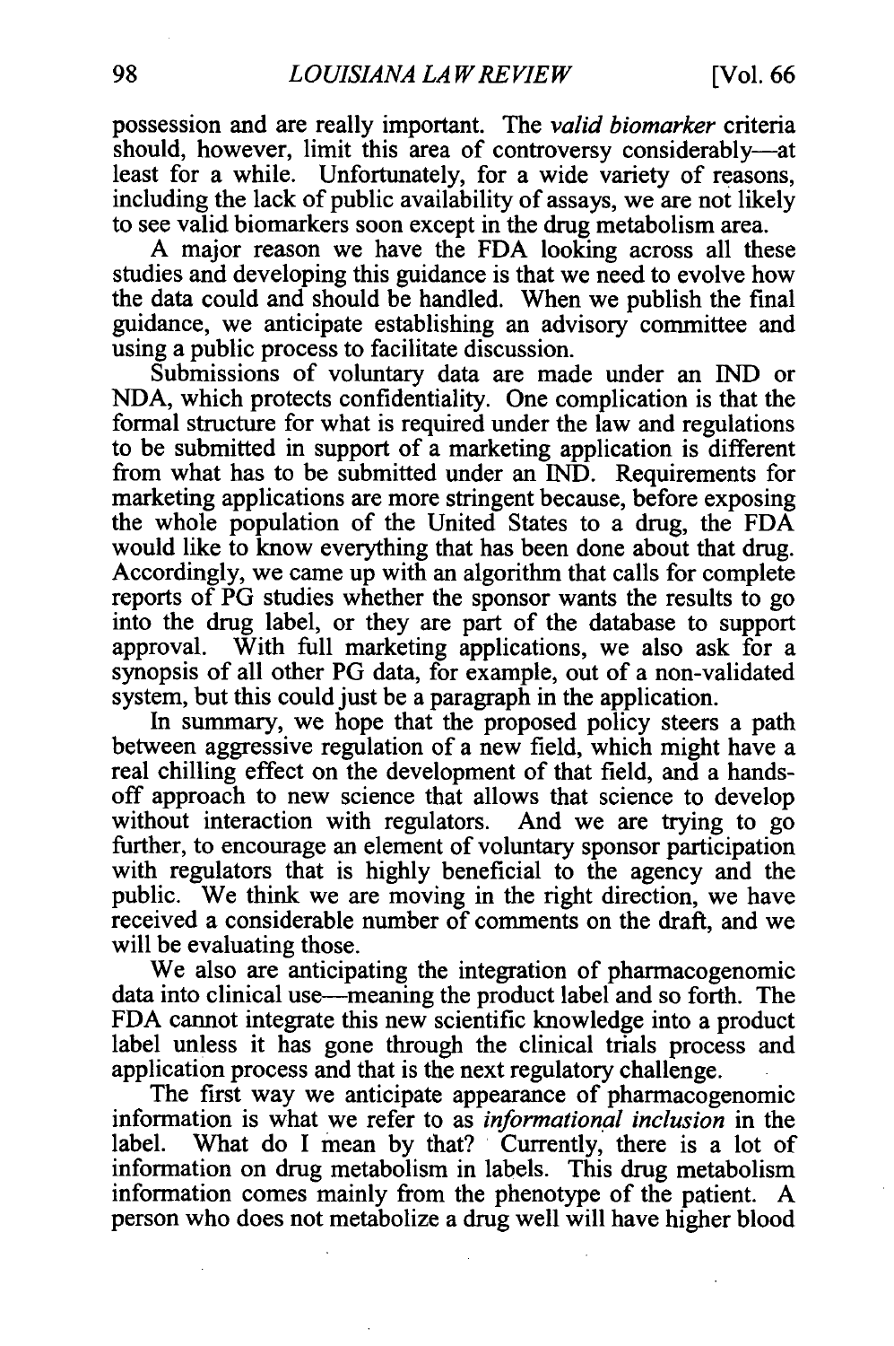possession and are really important. The *valid biomarker* criteria should, however, limit this area of controversy considerably—at least for a while. Unfortunately, for a wide variety of reasons, including the lack of public availability of assays, we are not likely to see valid biomarkers soon except in the drug metabolism area.

A major reason we have the FDA looking across all these studies and developing this guidance is that we need to evolve how the data could and should be handled. When we publish the final guidance, we anticipate establishing an advisory committee and using a public process to facilitate discussion.

Submissions of voluntary data are made under an IND or NDA, which protects confidentiality. One complication is that the formal structure for what is required under the law and regulations to be submitted in support of a marketing application is different from what has to be submitted under an IND. Requirements for marketing applications are more stringent because, before exposing the whole population of the United States to a drug, the FDA would like to know everything that has been done about that drug. Accordingly, we came up with an algorithm that calls for complete reports of PG studies whether the sponsor wants the results to go into the drug label, or they are part of the database to support approval. With full marketing applications, we also ask for a synopsis of all other PG data, for example, out of a non-validated system, but this could just be a paragraph in the application.

In summary, we hope that the proposed policy steers a path between aggressive regulation of a new field, which might have a real chilling effect on the development of that field, and a hands-off approach to new science that allows that science to develop without interaction with regulators. And we are trying to go further, to encourage an element of voluntary sponsor participation with regulators that is highly beneficial to the agency and the public. We think we are moving in the right direction, we have received a considerable number of comments on the draft, and we will be evaluating those.

We also are anticipating the integration of pharmacogenomic data into clinical use—meaning the product label and so forth. The FDA cannot integrate this new scientific knowledge into a product label unless it has gone through the clinical trials process and application process and that is the next regulatory challenge.

The first way we anticipate appearance of pharmacogenomic information is what we refer to as *informational inclusion* in the label. What do I mean by that? Currently, there is a lot of information on drug metabolism in labels. This drug metabolism information comes mainly from the phenotype of the patient. A person who does not metabolize a drug well will have higher blood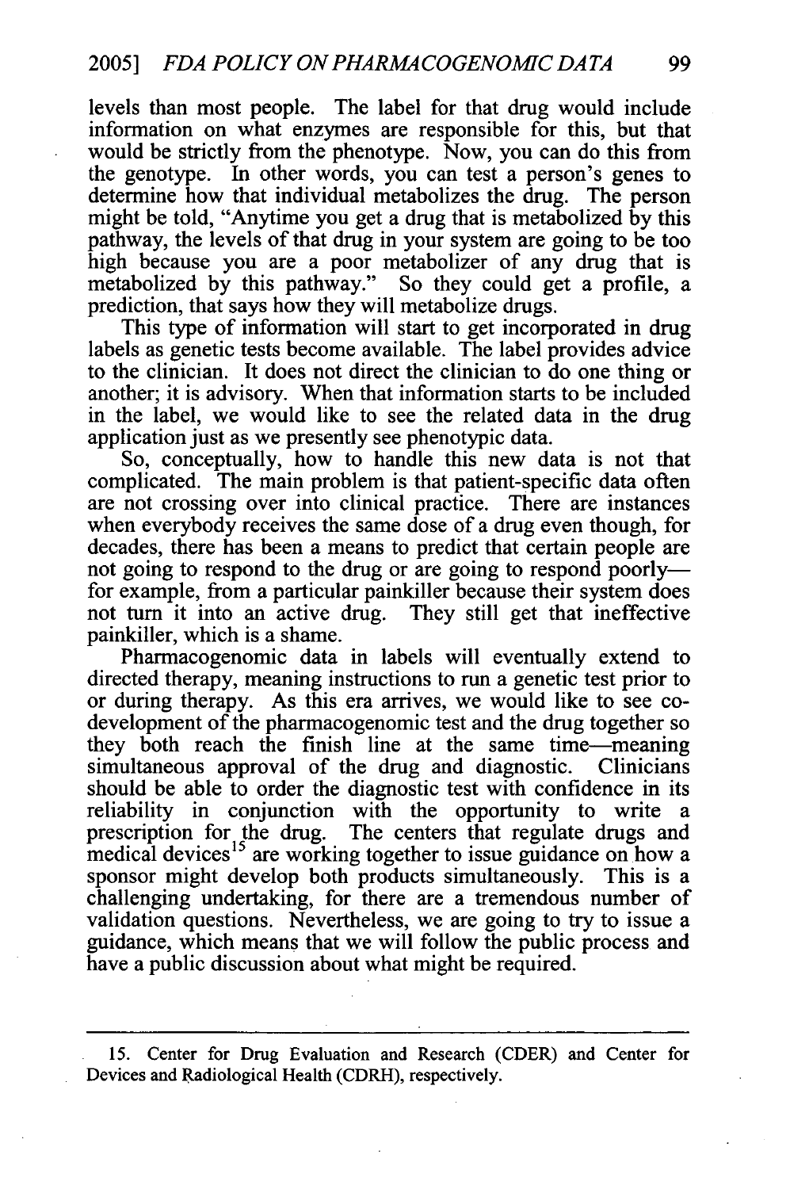levels than most people. The label for that drug would include information on what enzymes are responsible for this, but that would be strictly from the phenotype. Now, you can do this from the genotype. In other words, you can test a person's genes to determine how that individual metabolizes the drug. The person might be told, "Anytime you get a drug that is metabolized by this pathway, the levels of that drug in your system are going to be too high because you are a poor metabolizer of any drug that is metabolized by this pathway." So they could get a profile, a prediction, that says how they will metabolize drugs.

This type of information will start to get incorporated in drug labels as genetic tests become available. The label provides advice to the clinician. It does not direct the clinician to do one thing or another; it is advisory. When that information starts to be included in the label, we would like to see the related data in the drug application just as we presently see phenotypic data.

So, conceptually, how to handle this new data is not that complicated. The main problem is that patient-specific data often are not crossing over into clinical practice. There are instances when everybody receives the same dose of a drug even though, for decades, there has been a means to predict that certain people are not going to respond to the drug or are going to respond poorly—for example, from a particular painkiller because their system does not turn it into an active drug. They still get that ineffective painkiller, which is a shame.

Pharmacogenomic data in labels will eventually extend to directed therapy, meaning instructions to run a genetic test prior to or during therapy. As this era arrives, we would like to see co-development of the pharmacogenomic test and the drug together so they both reach the finish line at the same time—meaning simultaneous approval of the drug and diagnostic. Clinicians should be able to order the diagnostic test with confidence in its reliability in conjunction with the opportunity to write a prescription for the drug. The centers that regulate drugs and medical devices[15] are working together to issue guidance on how a sponsor might develop both products simultaneously. This is a challenging undertaking, for there are a tremendous number of validation questions. Nevertheless, we are going to try to issue a guidance, which means that we will follow the public process and have a public discussion about what might be required.

---

15. Center for Drug Evaluation and Research (CDER) and Center for Devices and Radiological Health (CDRH), respectively.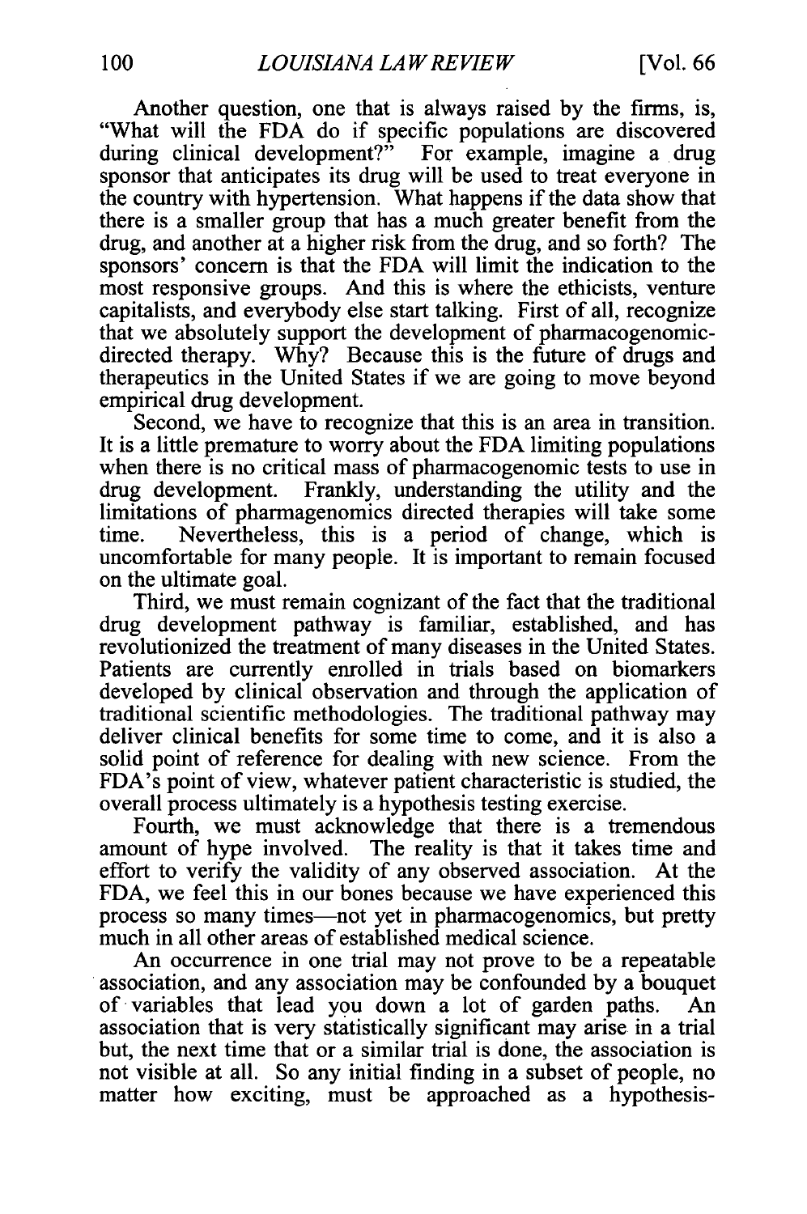Another question, one that is always raised by the firms, is, "What will the FDA do if specific populations are discovered during clinical development?" For example, imagine a drug sponsor that anticipates its drug will be used to treat everyone in the country with hypertension. What happens if the data show that there is a smaller group that has a much greater benefit from the drug, and another at a higher risk from the drug, and so forth? The sponsors' concern is that the FDA will limit the indication to the most responsive groups. And this is where the ethicists, venture capitalists, and everybody else start talking. First of all, recognize that we absolutely support the development of pharmacogenomic-directed therapy. Why? Because this is the future of drugs and therapeutics in the United States if we are going to move beyond empirical drug development.

Second, we have to recognize that this is an area in transition. It is a little premature to worry about the FDA limiting populations when there is no critical mass of pharmacogenomic tests to use in drug development. Frankly, understanding the utility and the limitations of pharmagenomics directed therapies will take some time. Nevertheless, this is a period of change, which is uncomfortable for many people. It is important to remain focused on the ultimate goal.

Third, we must remain cognizant of the fact that the traditional drug development pathway is familiar, established, and has revolutionized the treatment of many diseases in the United States. Patients are currently enrolled in trials based on biomarkers developed by clinical observation and through the application of traditional scientific methodologies. The traditional pathway may deliver clinical benefits for some time to come, and it is also a solid point of reference for dealing with new science. From the FDA's point of view, whatever patient characteristic is studied, the overall process ultimately is a hypothesis testing exercise.

Fourth, we must acknowledge that there is a tremendous amount of hype involved. The reality is that it takes time and effort to verify the validity of any observed association. At the FDA, we feel this in our bones because we have experienced this process so many times—not yet in pharmacogenomics, but pretty much in all other areas of established medical science.

An occurrence in one trial may not prove to be a repeatable association, and any association may be confounded by a bouquet of variables that lead you down a lot of garden paths. An association that is very statistically significant may arise in a trial but, the next time that or a similar trial is done, the association is not visible at all. So any initial finding in a subset of people, no matter how exciting, must be approached as a hypothesis-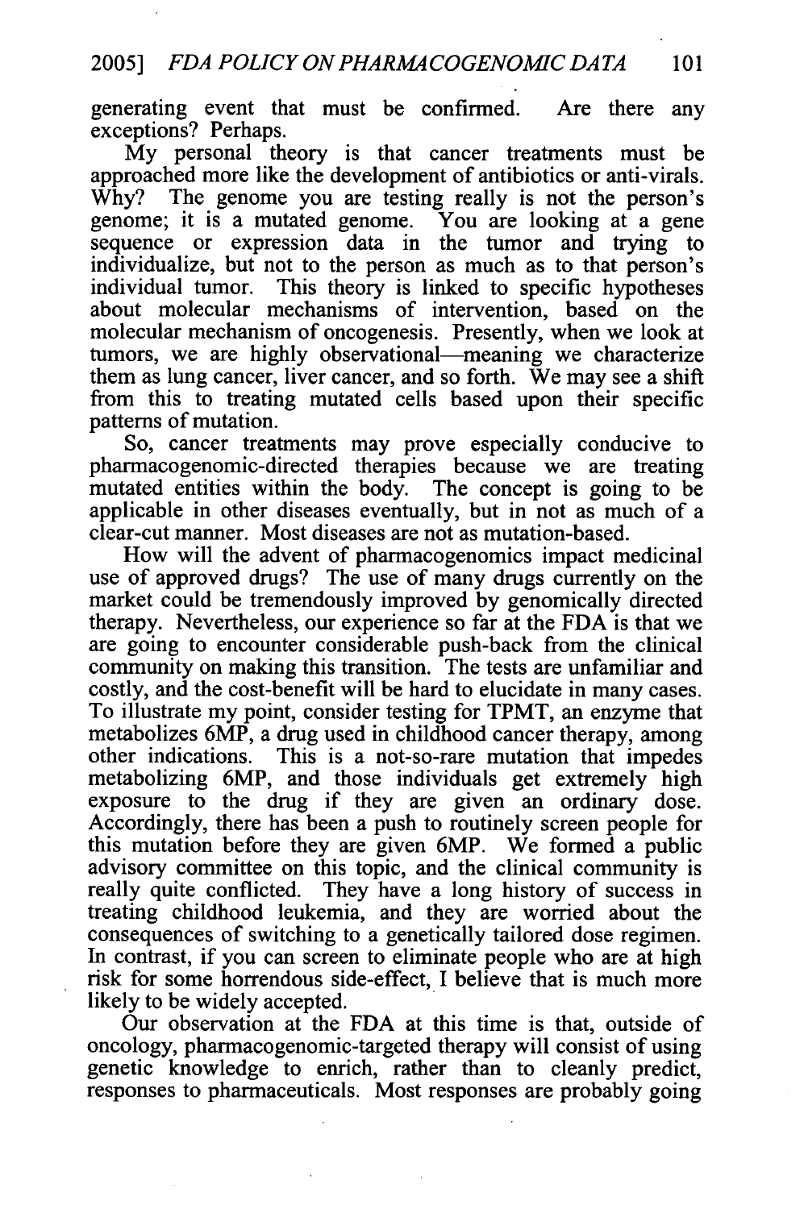generating event that must be confirmed. Are there any exceptions? Perhaps.

My personal theory is that cancer treatments must be approached more like the development of antibiotics or anti-virals. Why? The genome you are testing really is not the person's genome; it is a mutated genome. You are looking at a gene sequence or expression data in the tumor and trying to individualize, but not to the person as much as to that person's individual tumor. This theory is linked to specific hypotheses about molecular mechanisms of intervention, based on the molecular mechanism of oncogenesis. Presently, when we look at tumors, we are highly observational—meaning we characterize them as lung cancer, liver cancer, and so forth. We may see a shift from this to treating mutated cells based upon their specific patterns of mutation.

So, cancer treatments may prove especially conducive to pharmacogenomic-directed therapies because we are treating mutated entities within the body. The concept is going to be applicable in other diseases eventually, but in not as much of a clear-cut manner. Most diseases are not as mutation-based.

How will the advent of pharmacogenomics impact medicinal use of approved drugs? The use of many drugs currently on the market could be tremendously improved by genomically directed therapy. Nevertheless, our experience so far at the FDA is that we are going to encounter considerable push-back from the clinical community on making this transition. The tests are unfamiliar and costly, and the cost-benefit will be hard to elucidate in many cases. To illustrate my point, consider testing for TPMT, an enzyme that metabolizes 6MP, a drug used in childhood cancer therapy, among other indications. This is a not-so-rare mutation that impedes metabolizing 6MP, and those individuals get extremely high exposure to the drug if they are given an ordinary dose. Accordingly, there has been a push to routinely screen people for this mutation before they are given 6MP. We formed a public advisory committee on this topic, and the clinical community is really quite conflicted. They have a long history of success in treating childhood leukemia, and they are worried about the consequences of switching to a genetically tailored dose regimen. In contrast, if you can screen to eliminate people who are at high risk for some horrendous side-effect, I believe that is much more likely to be widely accepted.

Our observation at the FDA at this time is that, outside of oncology, pharmacogenomic-targeted therapy will consist of using genetic knowledge to enrich, rather than to cleanly predict, responses to pharmaceuticals. Most responses are probably going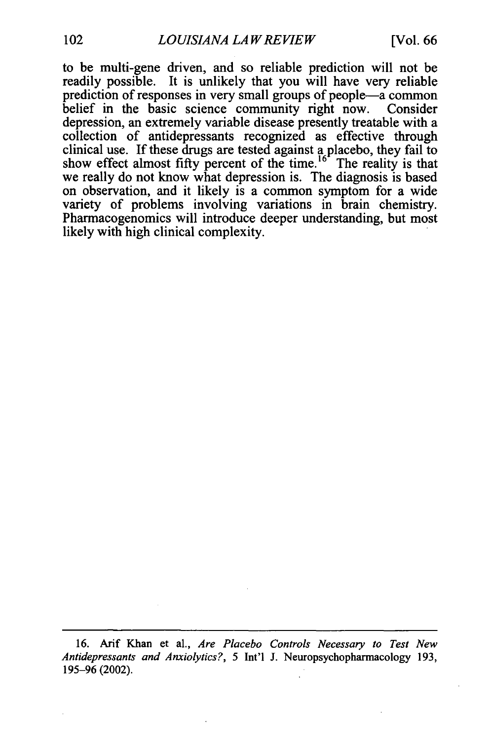to be multi-gene driven, and so reliable prediction will not be readily possible. It is unlikely that you will have very reliable prediction of responses in very small groups of people—a common belief in the basic science community right now. Consider depression, an extremely variable disease presently treatable with a collection of antidepressants recognized as effective through clinical use. If these drugs are tested against a placebo, they fail to show effect almost fifty percent of the time.[16] The reality is that we really do not know what depression is. The diagnosis is based on observation, and it likely is a common symptom for a wide variety of problems involving variations in brain chemistry. Pharmacogenomics will introduce deeper understanding, but most likely with high clinical complexity.

---

16. Arif Khan et al., *Are Placebo Controls Necessary to Test New Antidepressants and Anxiolytics?*, 5 Int'l J. Neuropsychopharmacology 193, 195–96 (2002).